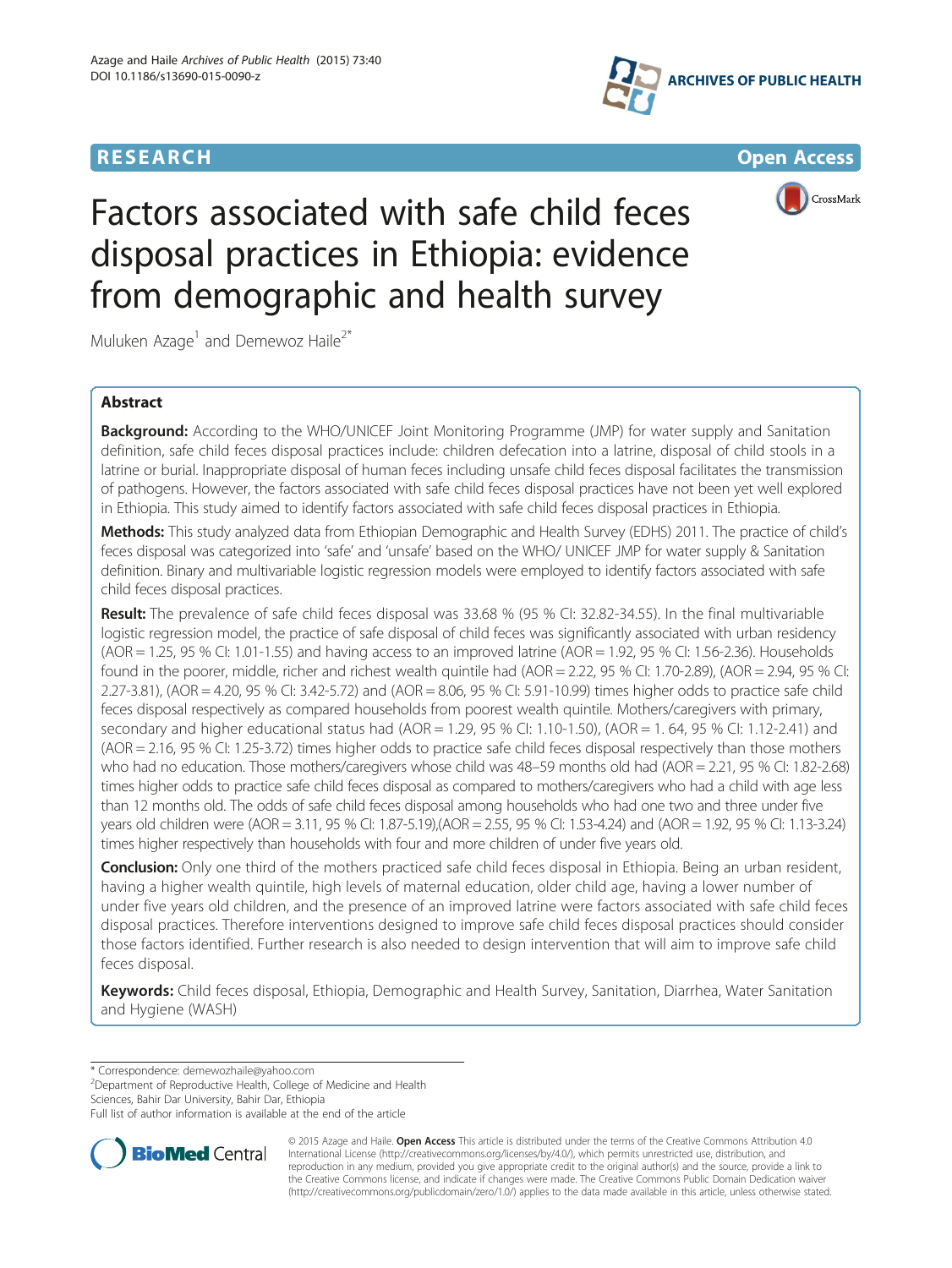RESEARCH Open Access

# Factors associated with safe child feces disposal practices in Ethiopia: evidence from demographic and health survey

Muluken Azage[1] and Demewoz Haile[2*]

## Abstract

**Background:** According to the WHO/UNICEF Joint Monitoring Programme (JMP) for water supply and Sanitation definition, safe child feces disposal practices include: children defecation into a latrine, disposal of child stools in a latrine or burial. Inappropriate disposal of human feces including unsafe child feces disposal facilitates the transmission of pathogens. However, the factors associated with safe child feces disposal practices have not been yet well explored in Ethiopia. This study aimed to identify factors associated with safe child feces disposal practices in Ethiopia.

**Methods:** This study analyzed data from Ethiopian Demographic and Health Survey (EDHS) 2011. The practice of child's feces disposal was categorized into 'safe' and 'unsafe' based on the WHO/ UNICEF JMP for water supply & Sanitation definition. Binary and multivariable logistic regression models were employed to identify factors associated with safe child feces disposal practices.

**Result:** The prevalence of safe child feces disposal was 33.68 % (95 % CI: 32.82-34.55). In the final multivariable logistic regression model, the practice of safe disposal of child feces was significantly associated with urban residency (AOR = 1.25, 95 % CI: 1.01-1.55) and having access to an improved latrine (AOR = 1.92, 95 % CI: 1.56-2.36). Households found in the poorer, middle, richer and richest wealth quintile had (AOR = 2.22, 95 % CI: 1.70-2.89), (AOR = 2.94, 95 % CI: 2.27-3.81), (AOR = 4.20, 95 % CI: 3.42-5.72) and (AOR = 8.06, 95 % CI: 5.91-10.99) times higher odds to practice safe child feces disposal respectively as compared households from poorest wealth quintile. Mothers/caregivers with primary, secondary and higher educational status had (AOR = 1.29, 95 % CI: 1.10-1.50), (AOR = 1. 64, 95 % CI: 1.12-2.41) and (AOR = 2.16, 95 % CI: 1.25-3.72) times higher odds to practice safe child feces disposal respectively than those mothers who had no education. Those mothers/caregivers whose child was 48–59 months old had (AOR = 2.21, 95 % CI: 1.82-2.68) times higher odds to practice safe child feces disposal as compared to mothers/caregivers who had a child with age less than 12 months old. The odds of safe child feces disposal among households who had one two and three under five years old children were (AOR = 3.11, 95 % CI: 1.87-5.19),(AOR = 2.55, 95 % CI: 1.53-4.24) and (AOR = 1.92, 95 % CI: 1.13-3.24) times higher respectively than households with four and more children of under five years old.

**Conclusion:** Only one third of the mothers practiced safe child feces disposal in Ethiopia. Being an urban resident, having a higher wealth quintile, high levels of maternal education, older child age, having a lower number of under five years old children, and the presence of an improved latrine were factors associated with safe child feces disposal practices. Therefore interventions designed to improve safe child feces disposal practices should consider those factors identified. Further research is also needed to design intervention that will aim to improve safe child feces disposal.

**Keywords:** Child feces disposal, Ethiopia, Demographic and Health Survey, Sanitation, Diarrhea, Water Sanitation and Hygiene (WASH)

\* Correspondence: demewozhaile@yahoo.com
[2]Department of Reproductive Health, College of Medicine and Health Sciences, Bahir Dar University, Bahir Dar, Ethiopia
Full list of author information is available at the end of the article

© 2015 Azage and Haile. **Open Access** This article is distributed under the terms of the Creative Commons Attribution 4.0 International License (http://creativecommons.org/licenses/by/4.0/), which permits unrestricted use, distribution, and reproduction in any medium, provided you give appropriate credit to the original author(s) and the source, provide a link to the Creative Commons license, and indicate if changes were made. The Creative Commons Public Domain Dedication waiver (http://creativecommons.org/publicdomain/zero/1.0/) applies to the data made available in this article, unless otherwise stated.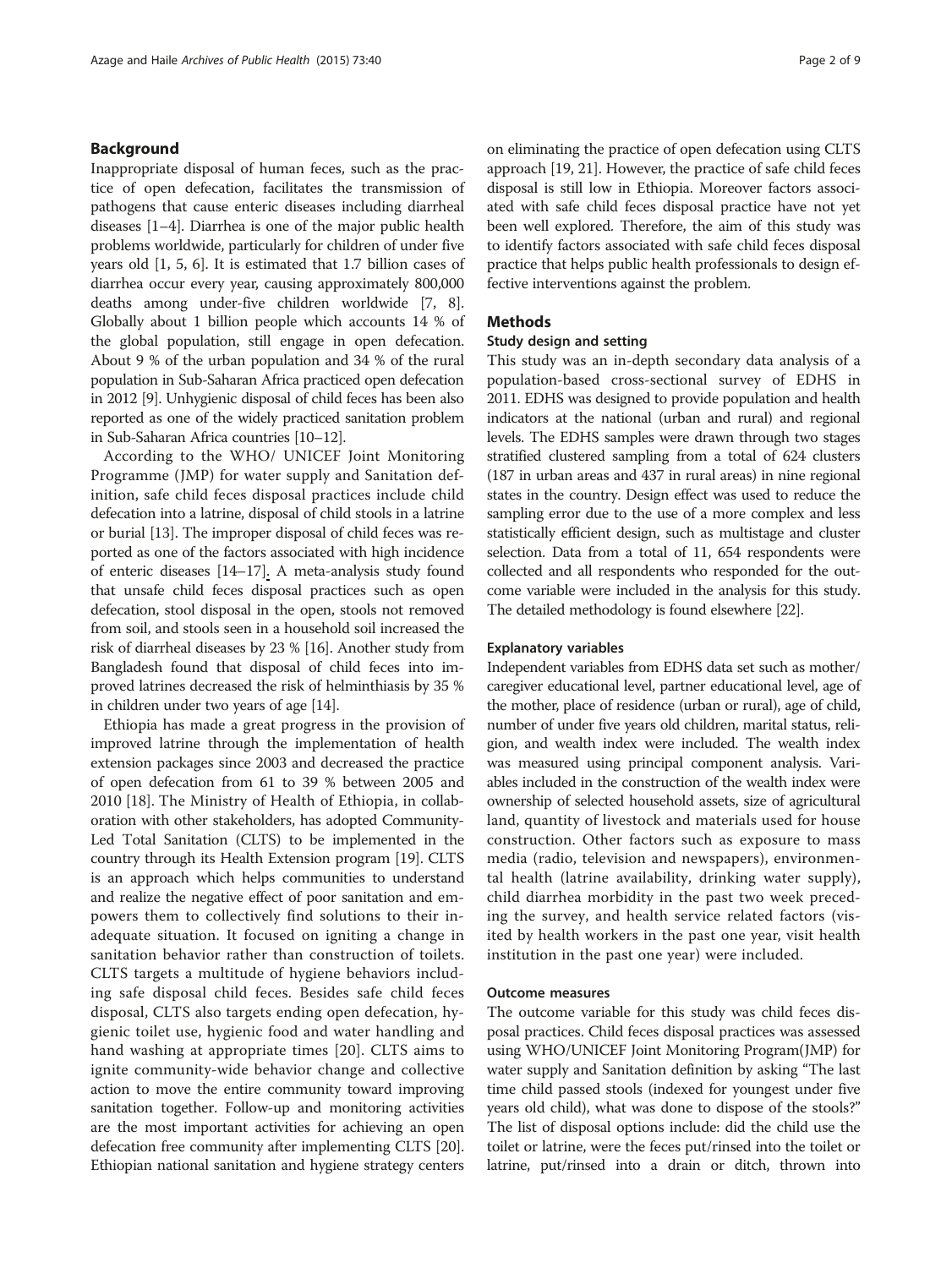## Background

Inappropriate disposal of human feces, such as the practice of open defecation, facilitates the transmission of pathogens that cause enteric diseases including diarrheal diseases [1–4]. Diarrhea is one of the major public health problems worldwide, particularly for children of under five years old [1, 5, 6]. It is estimated that 1.7 billion cases of diarrhea occur every year, causing approximately 800,000 deaths among under-five children worldwide [7, 8]. Globally about 1 billion people which accounts 14 % of the global population, still engage in open defecation. About 9 % of the urban population and 34 % of the rural population in Sub-Saharan Africa practiced open defecation in 2012 [9]. Unhygienic disposal of child feces has been also reported as one of the widely practiced sanitation problem in Sub-Saharan Africa countries [10–12].

According to the WHO/ UNICEF Joint Monitoring Programme (JMP) for water supply and Sanitation definition, safe child feces disposal practices include child defecation into a latrine, disposal of child stools in a latrine or burial [13]. The improper disposal of child feces was reported as one of the factors associated with high incidence of enteric diseases [14–17]. A meta-analysis study found that unsafe child feces disposal practices such as open defecation, stool disposal in the open, stools not removed from soil, and stools seen in a household soil increased the risk of diarrheal diseases by 23 % [16]. Another study from Bangladesh found that disposal of child feces into improved latrines decreased the risk of helminthiasis by 35 % in children under two years of age [14].

Ethiopia has made a great progress in the provision of improved latrine through the implementation of health extension packages since 2003 and decreased the practice of open defecation from 61 to 39 % between 2005 and 2010 [18]. The Ministry of Health of Ethiopia, in collaboration with other stakeholders, has adopted Community-Led Total Sanitation (CLTS) to be implemented in the country through its Health Extension program [19]. CLTS is an approach which helps communities to understand and realize the negative effect of poor sanitation and empowers them to collectively find solutions to their inadequate situation. It focused on igniting a change in sanitation behavior rather than construction of toilets. CLTS targets a multitude of hygiene behaviors including safe disposal child feces. Besides safe child feces disposal, CLTS also targets ending open defecation, hygienic toilet use, hygienic food and water handling and hand washing at appropriate times [20]. CLTS aims to ignite community-wide behavior change and collective action to move the entire community toward improving sanitation together. Follow-up and monitoring activities are the most important activities for achieving an open defecation free community after implementing CLTS [20]. Ethiopian national sanitation and hygiene strategy centers on eliminating the practice of open defecation using CLTS approach [19, 21]. However, the practice of safe child feces disposal is still low in Ethiopia. Moreover factors associated with safe child feces disposal practice have not yet been well explored. Therefore, the aim of this study was to identify factors associated with safe child feces disposal practice that helps public health professionals to design effective interventions against the problem.

## Methods

### Study design and setting

This study was an in-depth secondary data analysis of a population-based cross-sectional survey of EDHS in 2011. EDHS was designed to provide population and health indicators at the national (urban and rural) and regional levels. The EDHS samples were drawn through two stages stratified clustered sampling from a total of 624 clusters (187 in urban areas and 437 in rural areas) in nine regional states in the country. Design effect was used to reduce the sampling error due to the use of a more complex and less statistically efficient design, such as multistage and cluster selection. Data from a total of 11, 654 respondents were collected and all respondents who responded for the outcome variable were included in the analysis for this study. The detailed methodology is found elsewhere [22].

#### Explanatory variables

Independent variables from EDHS data set such as mother/caregiver educational level, partner educational level, age of the mother, place of residence (urban or rural), age of child, number of under five years old children, marital status, religion, and wealth index were included. The wealth index was measured using principal component analysis. Variables included in the construction of the wealth index were ownership of selected household assets, size of agricultural land, quantity of livestock and materials used for house construction. Other factors such as exposure to mass media (radio, television and newspapers), environmental health (latrine availability, drinking water supply), child diarrhea morbidity in the past two week preceding the survey, and health service related factors (visited by health workers in the past one year, visit health institution in the past one year) were included.

#### Outcome measures

The outcome variable for this study was child feces disposal practices. Child feces disposal practices was assessed using WHO/UNICEF Joint Monitoring Program(JMP) for water supply and Sanitation definition by asking "The last time child passed stools (indexed for youngest under five years old child), what was done to dispose of the stools?" The list of disposal options include: did the child use the toilet or latrine, were the feces put/rinsed into the toilet or latrine, put/rinsed into a drain or ditch, thrown into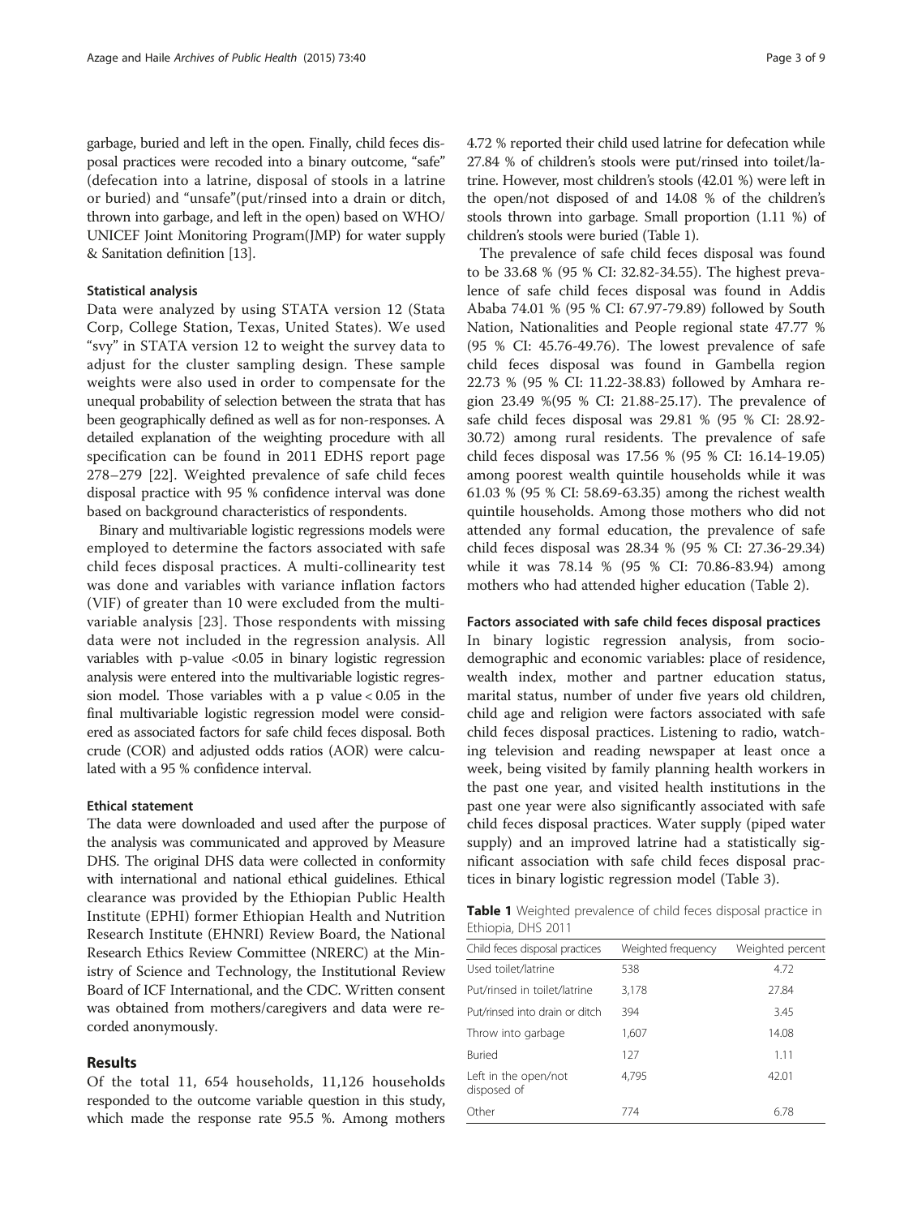garbage, buried and left in the open. Finally, child feces disposal practices were recoded into a binary outcome, "safe" (defecation into a latrine, disposal of stools in a latrine or buried) and "unsafe"(put/rinsed into a drain or ditch, thrown into garbage, and left in the open) based on WHO/UNICEF Joint Monitoring Program(JMP) for water supply & Sanitation definition [13].

### Statistical analysis

Data were analyzed by using STATA version 12 (Stata Corp, College Station, Texas, United States). We used "svy" in STATA version 12 to weight the survey data to adjust for the cluster sampling design. These sample weights were also used in order to compensate for the unequal probability of selection between the strata that has been geographically defined as well as for non-responses. A detailed explanation of the weighting procedure with all specification can be found in 2011 EDHS report page 278–279 [22]. Weighted prevalence of safe child feces disposal practice with 95 % confidence interval was done based on background characteristics of respondents.

Binary and multivariable logistic regressions models were employed to determine the factors associated with safe child feces disposal practices. A multi-collinearity test was done and variables with variance inflation factors (VIF) of greater than 10 were excluded from the multivariable analysis [23]. Those respondents with missing data were not included in the regression analysis. All variables with p-value <0.05 in binary logistic regression analysis were entered into the multivariable logistic regression model. Those variables with a p value < 0.05 in the final multivariable logistic regression model were considered as associated factors for safe child feces disposal. Both crude (COR) and adjusted odds ratios (AOR) were calculated with a 95 % confidence interval.

### Ethical statement

The data were downloaded and used after the purpose of the analysis was communicated and approved by Measure DHS. The original DHS data were collected in conformity with international and national ethical guidelines. Ethical clearance was provided by the Ethiopian Public Health Institute (EPHI) former Ethiopian Health and Nutrition Research Institute (EHNRI) Review Board, the National Research Ethics Review Committee (NRERC) at the Ministry of Science and Technology, the Institutional Review Board of ICF International, and the CDC. Written consent was obtained from mothers/caregivers and data were recorded anonymously.

## Results

Of the total 11, 654 households, 11,126 households responded to the outcome variable question in this study, which made the response rate 95.5 %. Among mothers 4.72 % reported their child used latrine for defecation while 27.84 % of children's stools were put/rinsed into toilet/latrine. However, most children's stools (42.01 %) were left in the open/not disposed of and 14.08 % of the children's stools thrown into garbage. Small proportion (1.11 %) of children's stools were buried (Table 1).

The prevalence of safe child feces disposal was found to be 33.68 % (95 % CI: 32.82-34.55). The highest prevalence of safe child feces disposal was found in Addis Ababa 74.01 % (95 % CI: 67.97-79.89) followed by South Nation, Nationalities and People regional state 47.77 % (95 % CI: 45.76-49.76). The lowest prevalence of safe child feces disposal was found in Gambella region 22.73 % (95 % CI: 11.22-38.83) followed by Amhara region 23.49 %(95 % CI: 21.88-25.17). The prevalence of safe child feces disposal was 29.81 % (95 % CI: 28.92-30.72) among rural residents. The prevalence of safe child feces disposal was 17.56 % (95 % CI: 16.14-19.05) among poorest wealth quintile households while it was 61.03 % (95 % CI: 58.69-63.35) among the richest wealth quintile households. Among those mothers who did not attended any formal education, the prevalence of safe child feces disposal was 28.34 % (95 % CI: 27.36-29.34) while it was 78.14 % (95 % CI: 70.86-83.94) among mothers who had attended higher education (Table 2).

### Factors associated with safe child feces disposal practices

In binary logistic regression analysis, from sociodemographic and economic variables: place of residence, wealth index, mother and partner education status, marital status, number of under five years old children, child age and religion were factors associated with safe child feces disposal practices. Listening to radio, watching television and reading newspaper at least once a week, being visited by family planning health workers in the past one year, and visited health institutions in the past one year were also significantly associated with safe child feces disposal practices. Water supply (piped water supply) and an improved latrine had a statistically significant association with safe child feces disposal practices in binary logistic regression model (Table 3).

**Table 1** Weighted prevalence of child feces disposal practice in Ethiopia, DHS 2011

| Child feces disposal practices | Weighted frequency | Weighted percent |
|---|---|---|
| Used toilet/latrine | 538 | 4.72 |
| Put/rinsed in toilet/latrine | 3,178 | 27.84 |
| Put/rinsed into drain or ditch | 394 | 3.45 |
| Throw into garbage | 1,607 | 14.08 |
| Buried | 127 | 1.11 |
| Left in the open/not disposed of | 4,795 | 42.01 |
| Other | 774 | 6.78 |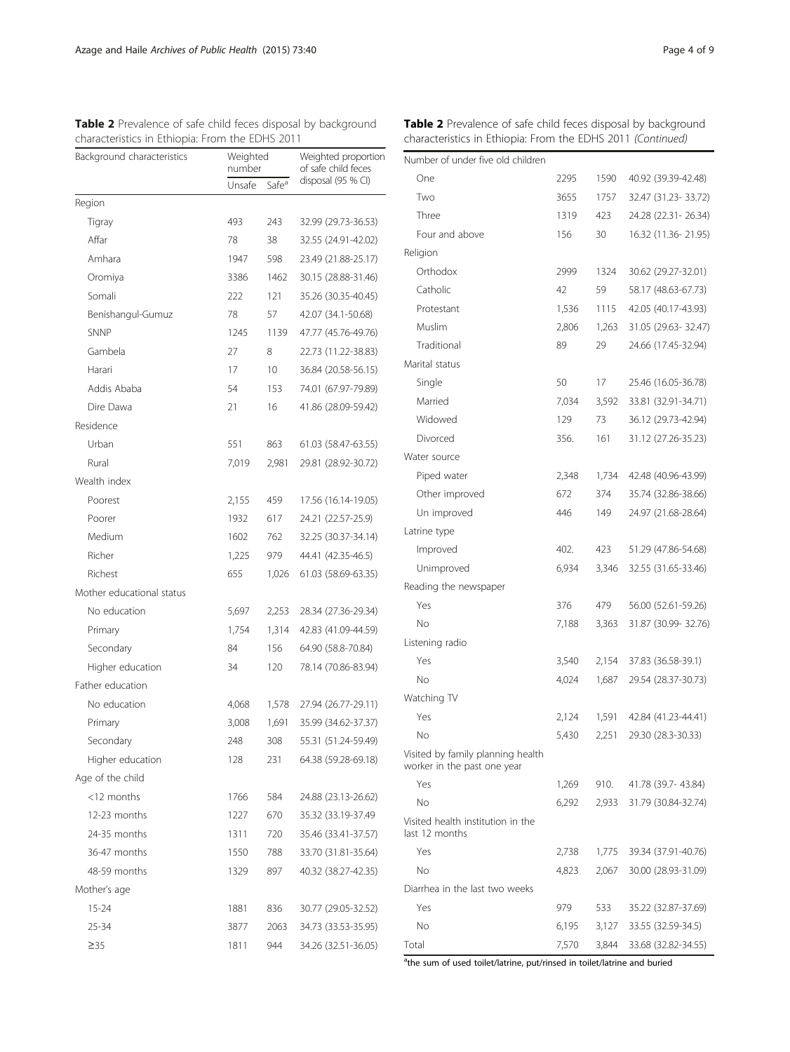**Table 2** Prevalence of safe child feces disposal by background characteristics in Ethiopia: From the EDHS 2011

| Background characteristics | Weighted number | | Weighted proportion of safe child feces disposal (95 % CI) |
|---|---|---|---|
| | Unsafe | Safe[a] | |
| Region | | | |
| Tigray | 493 | 243 | 32.99 (29.73-36.53) |
| Affar | 78 | 38 | 32.55 (24.91-42.02) |
| Amhara | 1947 | 598 | 23.49 (21.88-25.17) |
| Oromiya | 3386 | 1462 | 30.15 (28.88-31.46) |
| Somali | 222 | 121 | 35.26 (30.35-40.45) |
| Benishangul-Gumuz | 78 | 57 | 42.07 (34.1-50.68) |
| SNNP | 1245 | 1139 | 47.77 (45.76-49.76) |
| Gambela | 27 | 8 | 22.73 (11.22-38.83) |
| Harari | 17 | 10 | 36.84 (20.58-56.15) |
| Addis Ababa | 54 | 153 | 74.01 (67.97-79.89) |
| Dire Dawa | 21 | 16 | 41.86 (28.09-59.42) |
| Residence | | | |
| Urban | 551 | 863 | 61.03 (58.47-63.55) |
| Rural | 7,019 | 2,981 | 29.81 (28.92-30.72) |
| Wealth index | | | |
| Poorest | 2,155 | 459 | 17.56 (16.14-19.05) |
| Poorer | 1932 | 617 | 24.21 (22.57-25.9) |
| Medium | 1602 | 762 | 32.25 (30.37-34.14) |
| Richer | 1,225 | 979 | 44.41 (42.35-46.5) |
| Richest | 655 | 1,026 | 61.03 (58.69-63.35) |
| Mother educational status | | | |
| No education | 5,697 | 2,253 | 28.34 (27.36-29.34) |
| Primary | 1,754 | 1,314 | 42.83 (41.09-44.59) |
| Secondary | 84 | 156 | 64.90 (58.8-70.84) |
| Higher education | 34 | 120 | 78.14 (70.86-83.94) |
| Father education | | | |
| No education | 4,068 | 1,578 | 27.94 (26.77-29.11) |
| Primary | 3,008 | 1,691 | 35.99 (34.62-37.37) |
| Secondary | 248 | 308 | 55.31 (51.24-59.49) |
| Higher education | 128 | 231 | 64.38 (59.28-69.18) |
| Age of the child | | | |
| <12 months | 1766 | 584 | 24.88 (23.13-26.62) |
| 12-23 months | 1227 | 670 | 35.32 (33.19-37.49 |
| 24-35 months | 1311 | 720 | 35.46 (33.41-37.57) |
| 36-47 months | 1550 | 788 | 33.70 (31.81-35.64) |
| 48-59 months | 1329 | 897 | 40.32 (38.27-42.35) |
| Mother's age | | | |
| 15-24 | 1881 | 836 | 30.77 (29.05-32.52) |
| 25-34 | 3877 | 2063 | 34.73 (33.53-35.95) |
| ≥35 | 1811 | 944 | 34.26 (32.51-36.05) |
| Number of under five old children | | | |
| One | 2295 | 1590 | 40.92 (39.39-42.48) |
| Two | 3655 | 1757 | 32.47 (31.23- 33.72) |
| Three | 1319 | 423 | 24.28 (22.31- 26.34) |
| Four and above | 156 | 30 | 16.32 (11.36- 21.95) |
| Religion | | | |
| Orthodox | 2999 | 1324 | 30.62 (29.27-32.01) |
| Catholic | 42 | 59 | 58.17 (48.63-67.73) |
| Protestant | 1,536 | 1115 | 42.05 (40.17-43.93) |
| Muslim | 2,806 | 1,263 | 31.05 (29.63- 32.47) |
| Traditional | 89 | 29 | 24.66 (17.45-32.94) |
| Marital status | | | |
| Single | 50 | 17 | 25.46 (16.05-36.78) |
| Married | 7,034 | 3,592 | 33.81 (32.91-34.71) |
| Widowed | 129 | 73 | 36.12 (29.73-42.94) |
| Divorced | 356. | 161 | 31.12 (27.26-35.23) |
| Water source | | | |
| Piped water | 2,348 | 1,734 | 42.48 (40.96-43.99) |
| Other improved | 672 | 374 | 35.74 (32.86-38.66) |
| Un improved | 446 | 149 | 24.97 (21.68-28.64) |
| Latrine type | | | |
| Improved | 402. | 423 | 51.29 (47.86-54.68) |
| Unimproved | 6,934 | 3,346 | 32.55 (31.65-33.46) |
| Reading the newspaper | | | |
| Yes | 376 | 479 | 56.00 (52.61-59.26) |
| No | 7,188 | 3,363 | 31.87 (30.99- 32.76) |
| Listening radio | | | |
| Yes | 3,540 | 2,154 | 37.83 (36.58-39.1) |
| No | 4,024 | 1,687 | 29.54 (28.37-30.73) |
| Watching TV | | | |
| Yes | 2,124 | 1,591 | 42.84 (41.23-44.41) |
| No | 5,430 | 2,251 | 29.30 (28.3-30.33) |
| Visited by family planning health worker in the past one year | | | |
| Yes | 1,269 | 910. | 41.78 (39.7- 43.84) |
| No | 6,292 | 2,933 | 31.79 (30.84-32.74) |
| Visited health institution in the last 12 months | | | |
| Yes | 2,738 | 1,775 | 39.34 (37.91-40.76) |
| No | 4,823 | 2,067 | 30.00 (28.93-31.09) |
| Diarrhea in the last two weeks | | | |
| Yes | 979 | 533 | 35.22 (32.87-37.69) |
| No | 6,195 | 3,127 | 33.55 (32.59-34.5) |
| Total | 7,570 | 3,844 | 33.68 (32.82-34.55) |

[a]the sum of used toilet/latrine, put/rinsed in toilet/latrine and buried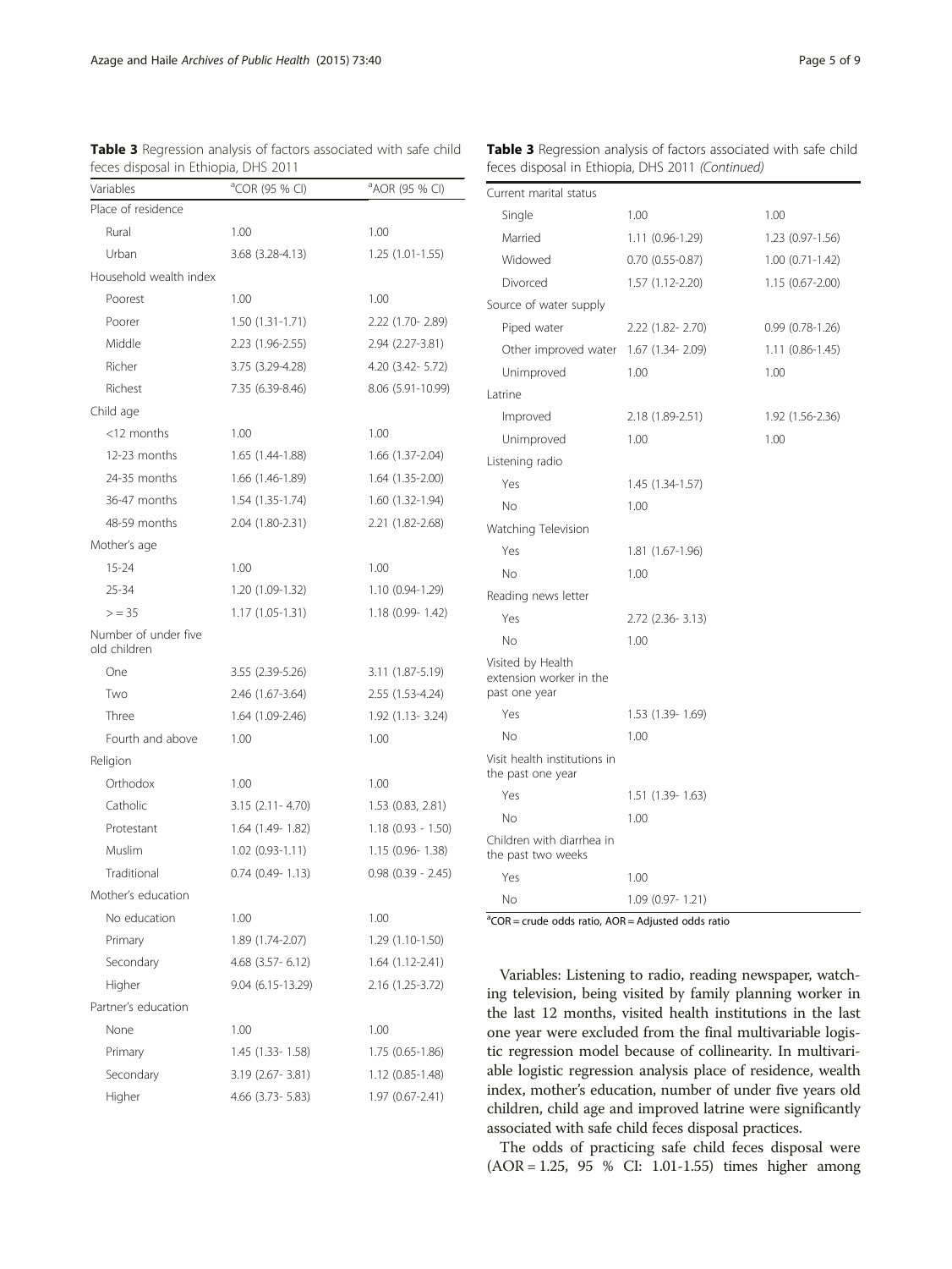**Table 3** Regression analysis of factors associated with safe child feces disposal in Ethiopia, DHS 2011

| Variables | [a]COR (95 % CI) | [a]AOR (95 % CI) |
|---|---|---|
| Place of residence | | |
| Rural | 1.00 | 1.00 |
| Urban | 3.68 (3.28-4.13) | 1.25 (1.01-1.55) |
| Household wealth index | | |
| Poorest | 1.00 | 1.00 |
| Poorer | 1.50 (1.31-1.71) | 2.22 (1.70- 2.89) |
| Middle | 2.23 (1.96-2.55) | 2.94 (2.27-3.81) |
| Richer | 3.75 (3.29-4.28) | 4.20 (3.42- 5.72) |
| Richest | 7.35 (6.39-8.46) | 8.06 (5.91-10.99) |
| Child age | | |
| <12 months | 1.00 | 1.00 |
| 12-23 months | 1.65 (1.44-1.88) | 1.66 (1.37-2.04) |
| 24-35 months | 1.66 (1.46-1.89) | 1.64 (1.35-2.00) |
| 36-47 months | 1.54 (1.35-1.74) | 1.60 (1.32-1.94) |
| 48-59 months | 2.04 (1.80-2.31) | 2.21 (1.82-2.68) |
| Mother's age | | |
| 15-24 | 1.00 | 1.00 |
| 25-34 | 1.20 (1.09-1.32) | 1.10 (0.94-1.29) |
| > = 35 | 1.17 (1.05-1.31) | 1.18 (0.99- 1.42) |
| Number of under five old children | | |
| One | 3.55 (2.39-5.26) | 3.11 (1.87-5.19) |
| Two | 2.46 (1.67-3.64) | 2.55 (1.53-4.24) |
| Three | 1.64 (1.09-2.46) | 1.92 (1.13- 3.24) |
| Fourth and above | 1.00 | 1.00 |
| Religion | | |
| Orthodox | 1.00 | 1.00 |
| Catholic | 3.15 (2.11- 4.70) | 1.53 (0.83, 2.81) |
| Protestant | 1.64 (1.49- 1.82) | 1.18 (0.93 - 1.50) |
| Muslim | 1.02 (0.93-1.11) | 1.15 (0.96- 1.38) |
| Traditional | 0.74 (0.49- 1.13) | 0.98 (0.39 - 2.45) |
| Mother's education | | |
| No education | 1.00 | 1.00 |
| Primary | 1.89 (1.74-2.07) | 1.29 (1.10-1.50) |
| Secondary | 4.68 (3.57- 6.12) | 1.64 (1.12-2.41) |
| Higher | 9.04 (6.15-13.29) | 2.16 (1.25-3.72) |
| Partner's education | | |
| None | 1.00 | 1.00 |
| Primary | 1.45 (1.33- 1.58) | 1.75 (0.65-1.86) |
| Secondary | 3.19 (2.67- 3.81) | 1.12 (0.85-1.48) |
| Higher | 4.66 (3.73- 5.83) | 1.97 (0.67-2.41) |
| Current marital status | | |
| Single | 1.00 | 1.00 |
| Married | 1.11 (0.96-1.29) | 1.23 (0.97-1.56) |
| Widowed | 0.70 (0.55-0.87) | 1.00 (0.71-1.42) |
| Divorced | 1.57 (1.12-2.20) | 1.15 (0.67-2.00) |
| Source of water supply | | |
| Piped water | 2.22 (1.82- 2.70) | 0.99 (0.78-1.26) |
| Other improved water | 1.67 (1.34- 2.09) | 1.11 (0.86-1.45) |
| Unimproved | 1.00 | 1.00 |
| Latrine | | |
| Improved | 2.18 (1.89-2.51) | 1.92 (1.56-2.36) |
| Unimproved | 1.00 | 1.00 |
| Listening radio | | |
| Yes | 1.45 (1.34-1.57) | |
| No | 1.00 | |
| Watching Television | | |
| Yes | 1.81 (1.67-1.96) | |
| No | 1.00 | |
| Reading news letter | | |
| Yes | 2.72 (2.36- 3.13) | |
| No | 1.00 | |
| Visited by Health extension worker in the past one year | | |
| Yes | 1.53 (1.39- 1.69) | |
| No | 1.00 | |
| Visit health institutions in the past one year | | |
| Yes | 1.51 (1.39- 1.63) | |
| No | 1.00 | |
| Children with diarrhea in the past two weeks | | |
| Yes | 1.00 | |
| No | 1.09 (0.97- 1.21) | |

[a]COR = crude odds ratio, AOR = Adjusted odds ratio

Variables: Listening to radio, reading newspaper, watching television, being visited by family planning worker in the last 12 months, visited health institutions in the last one year were excluded from the final multivariable logistic regression model because of collinearity. In multivariable logistic regression analysis place of residence, wealth index, mother's education, number of under five years old children, child age and improved latrine were significantly associated with safe child feces disposal practices.

The odds of practicing safe child feces disposal were (AOR = 1.25, 95 % CI: 1.01-1.55) times higher among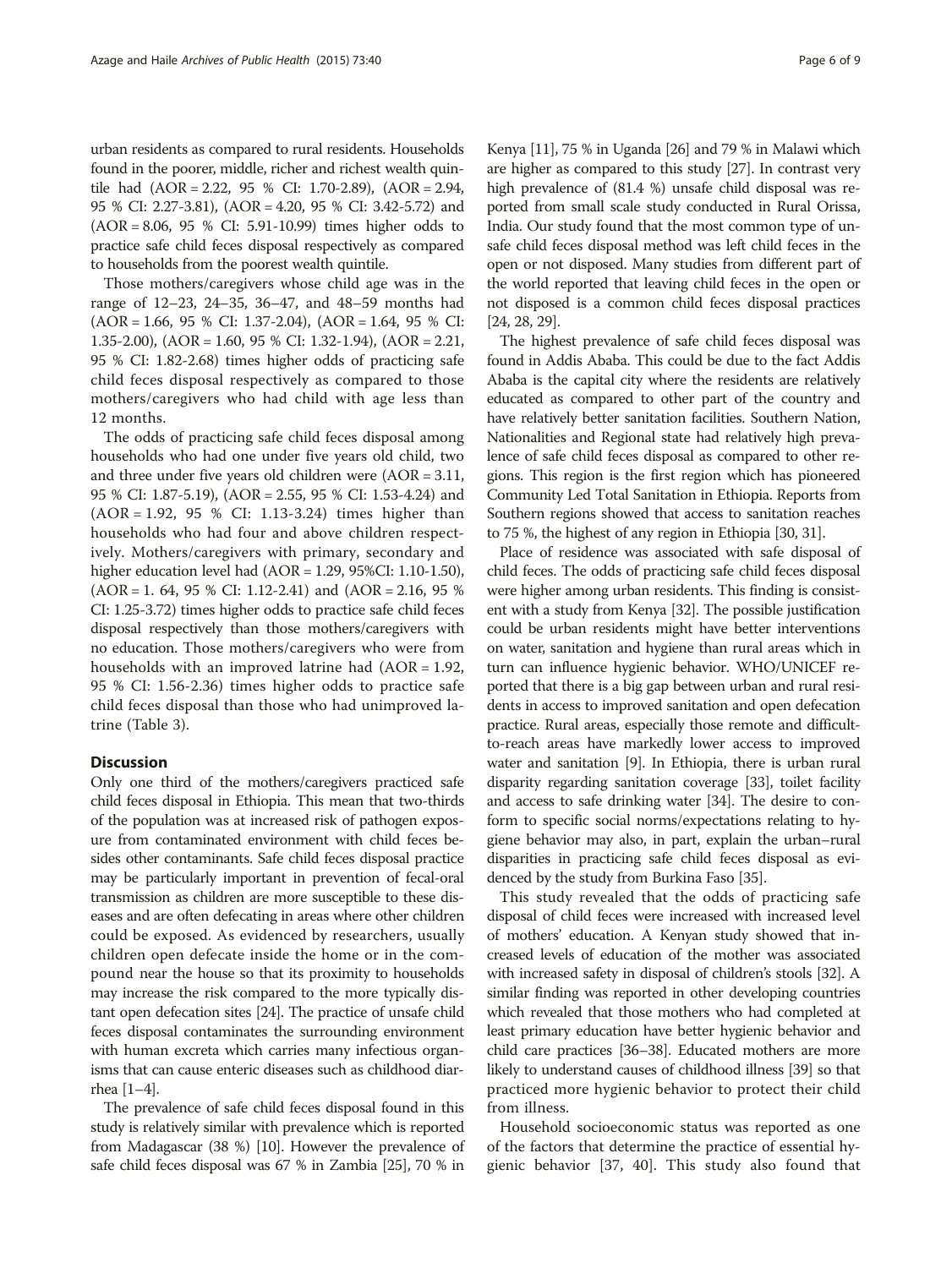urban residents as compared to rural residents. Households found in the poorer, middle, richer and richest wealth quintile had (AOR = 2.22, 95 % CI: 1.70-2.89), (AOR = 2.94, 95 % CI: 2.27-3.81), (AOR = 4.20, 95 % CI: 3.42-5.72) and (AOR = 8.06, 95 % CI: 5.91-10.99) times higher odds to practice safe child feces disposal respectively as compared to households from the poorest wealth quintile.

Those mothers/caregivers whose child age was in the range of 12–23, 24–35, 36–47, and 48–59 months had (AOR = 1.66, 95 % CI: 1.37-2.04), (AOR = 1.64, 95 % CI: 1.35-2.00), (AOR = 1.60, 95 % CI: 1.32-1.94), (AOR = 2.21, 95 % CI: 1.82-2.68) times higher odds of practicing safe child feces disposal respectively as compared to those mothers/caregivers who had child with age less than 12 months.

The odds of practicing safe child feces disposal among households who had one under five years old child, two and three under five years old children were (AOR = 3.11, 95 % CI: 1.87-5.19), (AOR = 2.55, 95 % CI: 1.53-4.24) and (AOR = 1.92, 95 % CI: 1.13-3.24) times higher than households who had four and above children respectively. Mothers/caregivers with primary, secondary and higher education level had (AOR = 1.29, 95%CI: 1.10-1.50), (AOR = 1. 64, 95 % CI: 1.12-2.41) and (AOR = 2.16, 95 % CI: 1.25-3.72) times higher odds to practice safe child feces disposal respectively than those mothers/caregivers with no education. Those mothers/caregivers who were from households with an improved latrine had (AOR = 1.92, 95 % CI: 1.56-2.36) times higher odds to practice safe child feces disposal than those who had unimproved latrine (Table 3).

## Discussion

Only one third of the mothers/caregivers practiced safe child feces disposal in Ethiopia. This mean that two-thirds of the population was at increased risk of pathogen exposure from contaminated environment with child feces besides other contaminants. Safe child feces disposal practice may be particularly important in prevention of fecal-oral transmission as children are more susceptible to these diseases and are often defecating in areas where other children could be exposed. As evidenced by researchers, usually children open defecate inside the home or in the compound near the house so that its proximity to households may increase the risk compared to the more typically distant open defecation sites [24]. The practice of unsafe child feces disposal contaminates the surrounding environment with human excreta which carries many infectious organisms that can cause enteric diseases such as childhood diarrhea [1–4].

The prevalence of safe child feces disposal found in this study is relatively similar with prevalence which is reported from Madagascar (38 %) [10]. However the prevalence of safe child feces disposal was 67 % in Zambia [25], 70 % in Kenya [11], 75 % in Uganda [26] and 79 % in Malawi which are higher as compared to this study [27]. In contrast very high prevalence of (81.4 %) unsafe child disposal was reported from small scale study conducted in Rural Orissa, India. Our study found that the most common type of unsafe child feces disposal method was left child feces in the open or not disposed. Many studies from different part of the world reported that leaving child feces in the open or not disposed is a common child feces disposal practices [24, 28, 29].

The highest prevalence of safe child feces disposal was found in Addis Ababa. This could be due to the fact Addis Ababa is the capital city where the residents are relatively educated as compared to other part of the country and have relatively better sanitation facilities. Southern Nation, Nationalities and Regional state had relatively high prevalence of safe child feces disposal as compared to other regions. This region is the first region which has pioneered Community Led Total Sanitation in Ethiopia. Reports from Southern regions showed that access to sanitation reaches to 75 %, the highest of any region in Ethiopia [30, 31].

Place of residence was associated with safe disposal of child feces. The odds of practicing safe child feces disposal were higher among urban residents. This finding is consistent with a study from Kenya [32]. The possible justification could be urban residents might have better interventions on water, sanitation and hygiene than rural areas which in turn can influence hygienic behavior. WHO/UNICEF reported that there is a big gap between urban and rural residents in access to improved sanitation and open defecation practice. Rural areas, especially those remote and difficult-to-reach areas have markedly lower access to improved water and sanitation [9]. In Ethiopia, there is urban rural disparity regarding sanitation coverage [33], toilet facility and access to safe drinking water [34]. The desire to conform to specific social norms/expectations relating to hygiene behavior may also, in part, explain the urban–rural disparities in practicing safe child feces disposal as evidenced by the study from Burkina Faso [35].

This study revealed that the odds of practicing safe disposal of child feces were increased with increased level of mothers' education. A Kenyan study showed that increased levels of education of the mother was associated with increased safety in disposal of children's stools [32]. A similar finding was reported in other developing countries which revealed that those mothers who had completed at least primary education have better hygienic behavior and child care practices [36–38]. Educated mothers are more likely to understand causes of childhood illness [39] so that practiced more hygienic behavior to protect their child from illness.

Household socioeconomic status was reported as one of the factors that determine the practice of essential hygienic behavior [37, 40]. This study also found that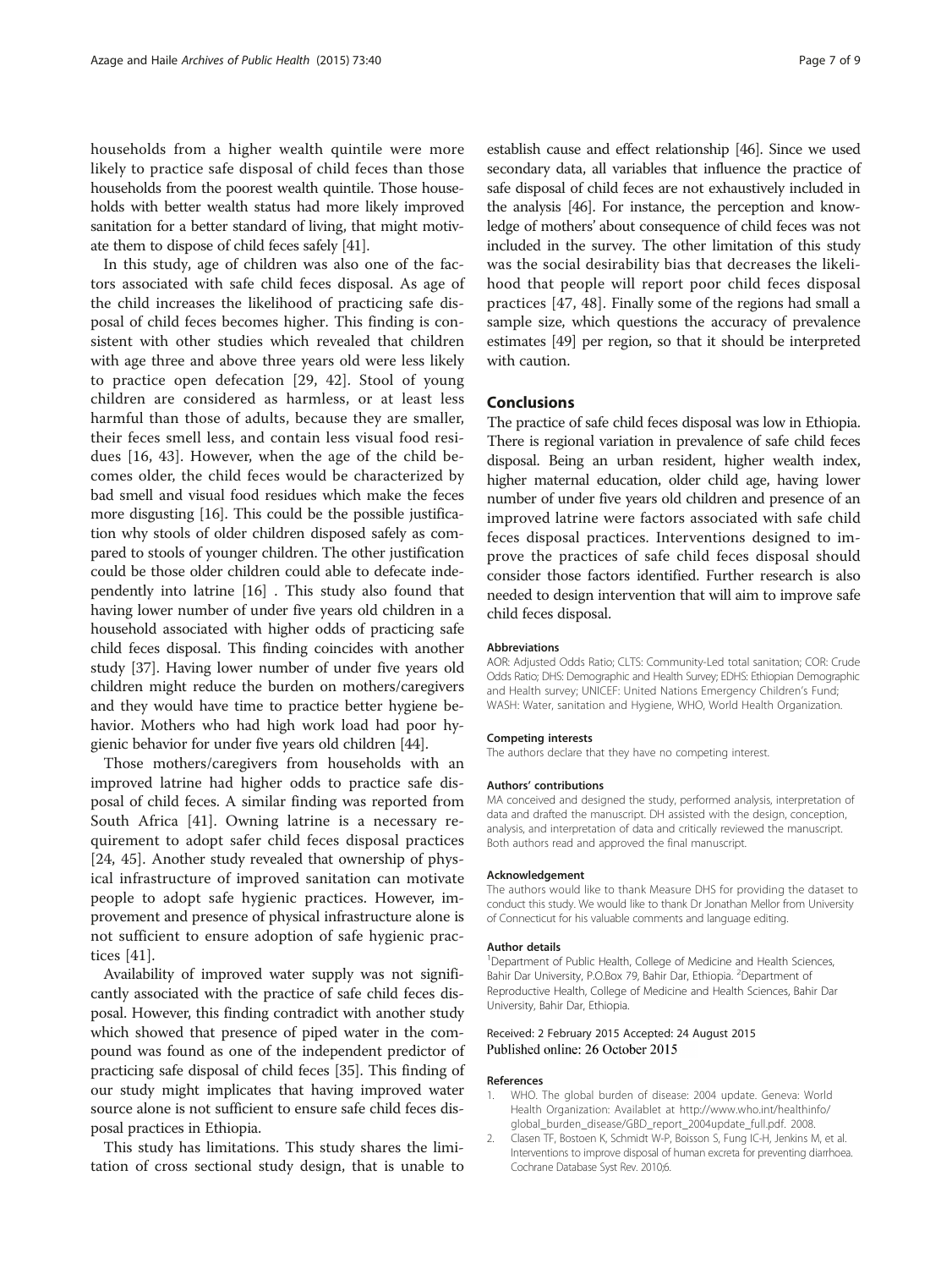households from a higher wealth quintile were more likely to practice safe disposal of child feces than those households from the poorest wealth quintile. Those households with better wealth status had more likely improved sanitation for a better standard of living, that might motivate them to dispose of child feces safely [41].

In this study, age of children was also one of the factors associated with safe child feces disposal. As age of the child increases the likelihood of practicing safe disposal of child feces becomes higher. This finding is consistent with other studies which revealed that children with age three and above three years old were less likely to practice open defecation [29, 42]. Stool of young children are considered as harmless, or at least less harmful than those of adults, because they are smaller, their feces smell less, and contain less visual food residues [16, 43]. However, when the age of the child becomes older, the child feces would be characterized by bad smell and visual food residues which make the feces more disgusting [16]. This could be the possible justification why stools of older children disposed safely as compared to stools of younger children. The other justification could be those older children could able to defecate independently into latrine [16] . This study also found that having lower number of under five years old children in a household associated with higher odds of practicing safe child feces disposal. This finding coincides with another study [37]. Having lower number of under five years old children might reduce the burden on mothers/caregivers and they would have time to practice better hygiene behavior. Mothers who had high work load had poor hygienic behavior for under five years old children [44].

Those mothers/caregivers from households with an improved latrine had higher odds to practice safe disposal of child feces. A similar finding was reported from South Africa [41]. Owning latrine is a necessary requirement to adopt safer child feces disposal practices [24, 45]. Another study revealed that ownership of physical infrastructure of improved sanitation can motivate people to adopt safe hygienic practices. However, improvement and presence of physical infrastructure alone is not sufficient to ensure adoption of safe hygienic practices [41].

Availability of improved water supply was not significantly associated with the practice of safe child feces disposal. However, this finding contradict with another study which showed that presence of piped water in the compound was found as one of the independent predictor of practicing safe disposal of child feces [35]. This finding of our study might implicates that having improved water source alone is not sufficient to ensure safe child feces disposal practices in Ethiopia.

This study has limitations. This study shares the limitation of cross sectional study design, that is unable to establish cause and effect relationship [46]. Since we used secondary data, all variables that influence the practice of safe disposal of child feces are not exhaustively included in the analysis [46]. For instance, the perception and knowledge of mothers' about consequence of child feces was not included in the survey. The other limitation of this study was the social desirability bias that decreases the likelihood that people will report poor child feces disposal practices [47, 48]. Finally some of the regions had small a sample size, which questions the accuracy of prevalence estimates [49] per region, so that it should be interpreted with caution.

## Conclusions

The practice of safe child feces disposal was low in Ethiopia. There is regional variation in prevalence of safe child feces disposal. Being an urban resident, higher wealth index, higher maternal education, older child age, having lower number of under five years old children and presence of an improved latrine were factors associated with safe child feces disposal practices. Interventions designed to improve the practices of safe child feces disposal should consider those factors identified. Further research is also needed to design intervention that will aim to improve safe child feces disposal.

#### Abbreviations

AOR: Adjusted Odds Ratio; CLTS: Community-Led total sanitation; COR: Crude Odds Ratio; DHS: Demographic and Health Survey; EDHS: Ethiopian Demographic and Health survey; UNICEF: United Nations Emergency Children's Fund; WASH: Water, sanitation and Hygiene, WHO, World Health Organization.

#### Competing interests

The authors declare that they have no competing interest.

#### Authors' contributions

MA conceived and designed the study, performed analysis, interpretation of data and drafted the manuscript. DH assisted with the design, conception, analysis, and interpretation of data and critically reviewed the manuscript. Both authors read and approved the final manuscript.

#### Acknowledgement

The authors would like to thank Measure DHS for providing the dataset to conduct this study. We would like to thank Dr Jonathan Mellor from University of Connecticut for his valuable comments and language editing.

#### Author details

[1]Department of Public Health, College of Medicine and Health Sciences, Bahir Dar University, P.O.Box 79, Bahir Dar, Ethiopia. [2]Department of Reproductive Health, College of Medicine and Health Sciences, Bahir Dar University, Bahir Dar, Ethiopia.

Received: 2 February 2015 Accepted: 24 August 2015
Published online: 26 October 2015

#### References

1. WHO. The global burden of disease: 2004 update. Geneva: World Health Organization: Availablet at http://www.who.int/healthinfo/global_burden_disease/GBD_report_2004update_full.pdf. 2008.
2. Clasen TF, Bostoen K, Schmidt W-P, Boisson S, Fung IC-H, Jenkins M, et al. Interventions to improve disposal of human excreta for preventing diarrhoea. Cochrane Database Syst Rev. 2010;6.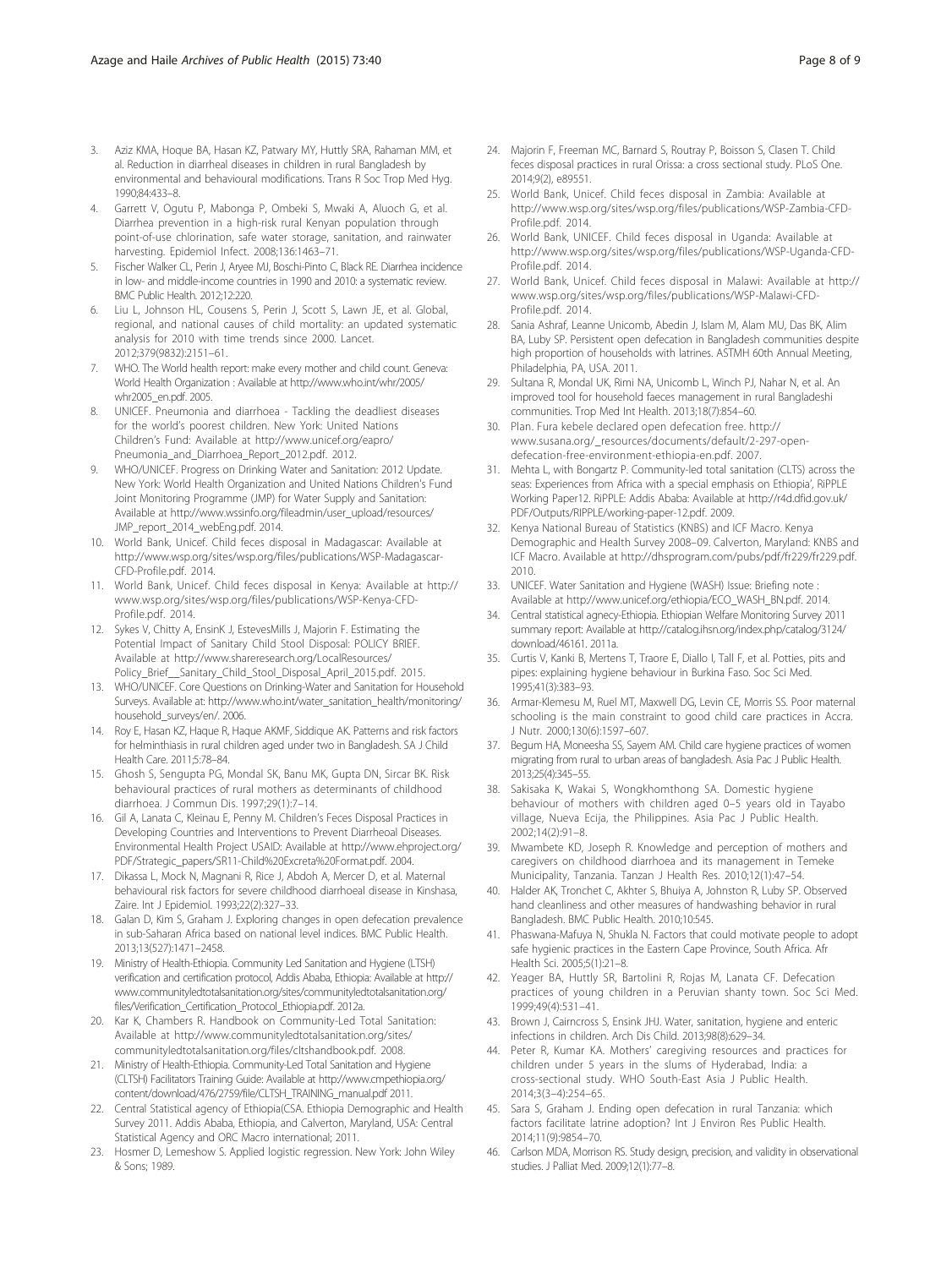3. Aziz KMA, Hoque BA, Hasan KZ, Patwary MY, Huttly SRA, Rahaman MM, et al. Reduction in diarrheal diseases in children in rural Bangladesh by environmental and behavioural modifications. Trans R Soc Trop Med Hyg. 1990;84:433–8.
4. Garrett V, Ogutu P, Mabonga P, Ombeki S, Mwaki A, Aluoch G, et al. Diarrhea prevention in a high-risk rural Kenyan population through point-of-use chlorination, safe water storage, sanitation, and rainwater harvesting. Epidemiol Infect. 2008;136:1463–71.
5. Fischer Walker CL, Perin J, Aryee MJ, Boschi-Pinto C, Black RE. Diarrhea incidence in low- and middle-income countries in 1990 and 2010: a systematic review. BMC Public Health. 2012;12:220.
6. Liu L, Johnson HL, Cousens S, Perin J, Scott S, Lawn JE, et al. Global, regional, and national causes of child mortality: an updated systematic analysis for 2010 with time trends since 2000. Lancet. 2012;379(9832):2151–61.
7. WHO. The World health report: make every mother and child count. Geneva: World Health Organization : Available at http://www.who.int/whr/2005/whr2005_en.pdf. 2005.
8. UNICEF. Pneumonia and diarrhoea - Tackling the deadliest diseases for the world's poorest children. New York: United Nations Children's Fund: Available at http://www.unicef.org/eapro/Pneumonia_and_Diarrhoea_Report_2012.pdf. 2012.
9. WHO/UNICEF. Progress on Drinking Water and Sanitation: 2012 Update. New York: World Health Organization and United Nations Children's Fund Joint Monitoring Programme (JMP) for Water Supply and Sanitation: Available at http://www.wssinfo.org/fileadmin/user_upload/resources/JMP_report_2014_webEng.pdf. 2014.
10. World Bank, Unicef. Child feces disposal in Madagascar: Available at http://www.wsp.org/sites/wsp.org/files/publications/WSP-Madagascar-CFD-Profile.pdf. 2014.
11. World Bank, Unicef. Child feces disposal in Kenya: Available at http://www.wsp.org/sites/wsp.org/files/publications/WSP-Kenya-CFD-Profile.pdf. 2014.
12. Sykes V, Chitty A, EnsinK J, EstevesMills J, Majorin F. Estimating the Potential Impact of Sanitary Child Stool Disposal: POLICY BRIEF. Available at http://www.shareresearch.org/LocalResources/Policy_Brief__Sanitary_Child_Stool_Disposal_April_2015.pdf. 2015.
13. WHO/UNICEF. Core Questions on Drinking-Water and Sanitation for Household Surveys. Available at: http://www.who.int/water_sanitation_health/monitoring/household_surveys/en/. 2006.
14. Roy E, Hasan KZ, Haque R, Haque AKMF, Siddique AK. Patterns and risk factors for helminthiasis in rural children aged under two in Bangladesh. SA J Child Health Care. 2011;5:78–84.
15. Ghosh S, Sengupta PG, Mondal SK, Banu MK, Gupta DN, Sircar BK. Risk behavioural practices of rural mothers as determinants of childhood diarrhoea. J Commun Dis. 1997;29(1):7–14.
16. Gil A, Lanata C, Kleinau E, Penny M. Children's Feces Disposal Practices in Developing Countries and Interventions to Prevent Diarrheoal Diseases. Environmental Health Project USAID: Available at http://www.ehproject.org/PDF/Strategic_papers/SR11-Child%20Excreta%20Format.pdf. 2004.
17. Dikassa L, Mock N, Magnani R, Rice J, Abdoh A, Mercer D, et al. Maternal behavioural risk factors for severe childhood diarrhoeal disease in Kinshasa, Zaire. Int J Epidemiol. 1993;22(2):327–33.
18. Galan D, Kim S, Graham J. Exploring changes in open defecation prevalence in sub-Saharan Africa based on national level indices. BMC Public Health. 2013;13(527):1471–2458.
19. Ministry of Health-Ethiopia. Community Led Sanitation and Hygiene (LTSH) verification and certification protocol, Addis Ababa, Ethiopia: Available at http://www.communityledtotalsanitation.org/sites/communityledtotalsanitation.org/files/Verification_Certification_Protocol_Ethiopia.pdf. 2012a.
20. Kar K, Chambers R. Handbook on Community-Led Total Sanitation: Available at http://www.communityledtotalsanitation.org/sites/communityledtotalsanitation.org/files/cltshandbook.pdf. 2008.
21. Ministry of Health-Ethiopia. Community-Led Total Sanitation and Hygiene (CLTSH) Facilitators Training Guide: Available at http://www.cmpethiopia.org/content/download/476/2759/file/CLTSH_TRAINING_manual.pdf 2011.
22. Central Statistical agency of Ethiopia(CSA. Ethiopia Demographic and Health Survey 2011. Addis Ababa, Ethiopia, and Calverton, Maryland, USA: Central Statistical Agency and ORC Macro international; 2011.
23. Hosmer D, Lemeshow S. Applied logistic regression. New York: John Wiley & Sons; 1989.
24. Majorin F, Freeman MC, Barnard S, Routray P, Boisson S, Clasen T. Child feces disposal practices in rural Orissa: a cross sectional study. PLoS One. 2014;9(2), e89551.
25. World Bank, Unicef. Child feces disposal in Zambia: Available at http://www.wsp.org/sites/wsp.org/files/publications/WSP-Zambia-CFD-Profile.pdf. 2014.
26. World Bank, UNICEF. Child feces disposal in Uganda: Available at http://www.wsp.org/sites/wsp.org/files/publications/WSP-Uganda-CFD-Profile.pdf. 2014.
27. World Bank, Unicef. Child feces disposal in Malawi: Available at http://www.wsp.org/sites/wsp.org/files/publications/WSP-Malawi-CFD-Profile.pdf. 2014.
28. Sania Ashraf, Leanne Unicomb, Abedin J, Islam M, Alam MU, Das BK, Alim BA, Luby SP. Persistent open defecation in Bangladesh communities despite high proportion of households with latrines. ASTMH 60th Annual Meeting, Philadelphia, PA, USA. 2011.
29. Sultana R, Mondal UK, Rimi NA, Unicomb L, Winch PJ, Nahar N, et al. An improved tool for household faeces management in rural Bangladeshi communities. Trop Med Int Health. 2013;18(7):854–60.
30. Plan. Fura kebele declared open defecation free. http://www.susana.org/_resources/documents/default/2-297-open-defecation-free-environment-ethiopia-en.pdf. 2007.
31. Mehta L, with Bongartz P. Community-led total sanitation (CLTS) across the seas: Experiences from Africa with a special emphasis on Ethiopia', RiPPLE Working Paper12. RiPPLE: Addis Ababa: Available at http://r4d.dfid.gov.uk/PDF/Outputs/RIPPLE/working-paper-12.pdf. 2009.
32. Kenya National Bureau of Statistics (KNBS) and ICF Macro. Kenya Demographic and Health Survey 2008–09. Calverton, Maryland: KNBS and ICF Macro. Available at http://dhsprogram.com/pubs/pdf/fr229/fr229.pdf. 2010.
33. UNICEF. Water Sanitation and Hygiene (WASH) Issue: Briefing note : Available at http://www.unicef.org/ethiopia/ECO_WASH_BN.pdf. 2014.
34. Central statistical agnecy-Ethiopia. Ethiopian Welfare Monitoring Survey 2011 summary report: Available at http://catalog.ihsn.org/index.php/catalog/3124/download/46161. 2011a.
35. Curtis V, Kanki B, Mertens T, Traore E, Diallo I, Tall F, et al. Potties, pits and pipes: explaining hygiene behaviour in Burkina Faso. Soc Sci Med. 1995;41(3):383–93.
36. Armar-Klemesu M, Ruel MT, Maxwell DG, Levin CE, Morris SS. Poor maternal schooling is the main constraint to good child care practices in Accra. J Nutr. 2000;130(6):1597–607.
37. Begum HA, Moneesha SS, Sayem AM. Child care hygiene practices of women migrating from rural to urban areas of bangladesh. Asia Pac J Public Health. 2013;25(4):345–55.
38. Sakisaka K, Wakai S, Wongkhomthong SA. Domestic hygiene behaviour of mothers with children aged 0–5 years old in Tayabo village, Nueva Ecija, the Philippines. Asia Pac J Public Health. 2002;14(2):91–8.
39. Mwambete KD, Joseph R. Knowledge and perception of mothers and caregivers on childhood diarrhoea and its management in Temeke Municipality, Tanzania. Tanzan J Health Res. 2010;12(1):47–54.
40. Halder AK, Tronchet C, Akhter S, Bhuiya A, Johnston R, Luby SP. Observed hand cleanliness and other measures of handwashing behavior in rural Bangladesh. BMC Public Health. 2010;10:545.
41. Phaswana-Mafuya N, Shukla N. Factors that could motivate people to adopt safe hygienic practices in the Eastern Cape Province, South Africa. Afr Health Sci. 2005;5(1):21–8.
42. Yeager BA, Huttly SR, Bartolini R, Rojas M, Lanata CF. Defecation practices of young children in a Peruvian shanty town. Soc Sci Med. 1999;49(4):531–41.
43. Brown J, Cairncross S, Ensink JHJ. Water, sanitation, hygiene and enteric infections in children. Arch Dis Child. 2013;98(8):629–34.
44. Peter R, Kumar KA. Mothers' caregiving resources and practices for children under 5 years in the slums of Hyderabad, India: a cross-sectional study. WHO South-East Asia J Public Health. 2014;3(3–4):254–65.
45. Sara S, Graham J. Ending open defecation in rural Tanzania: which factors facilitate latrine adoption? Int J Environ Res Public Health. 2014;11(9):9854–70.
46. Carlson MDA, Morrison RS. Study design, precision, and validity in observational studies. J Palliat Med. 2009;12(1):77–8.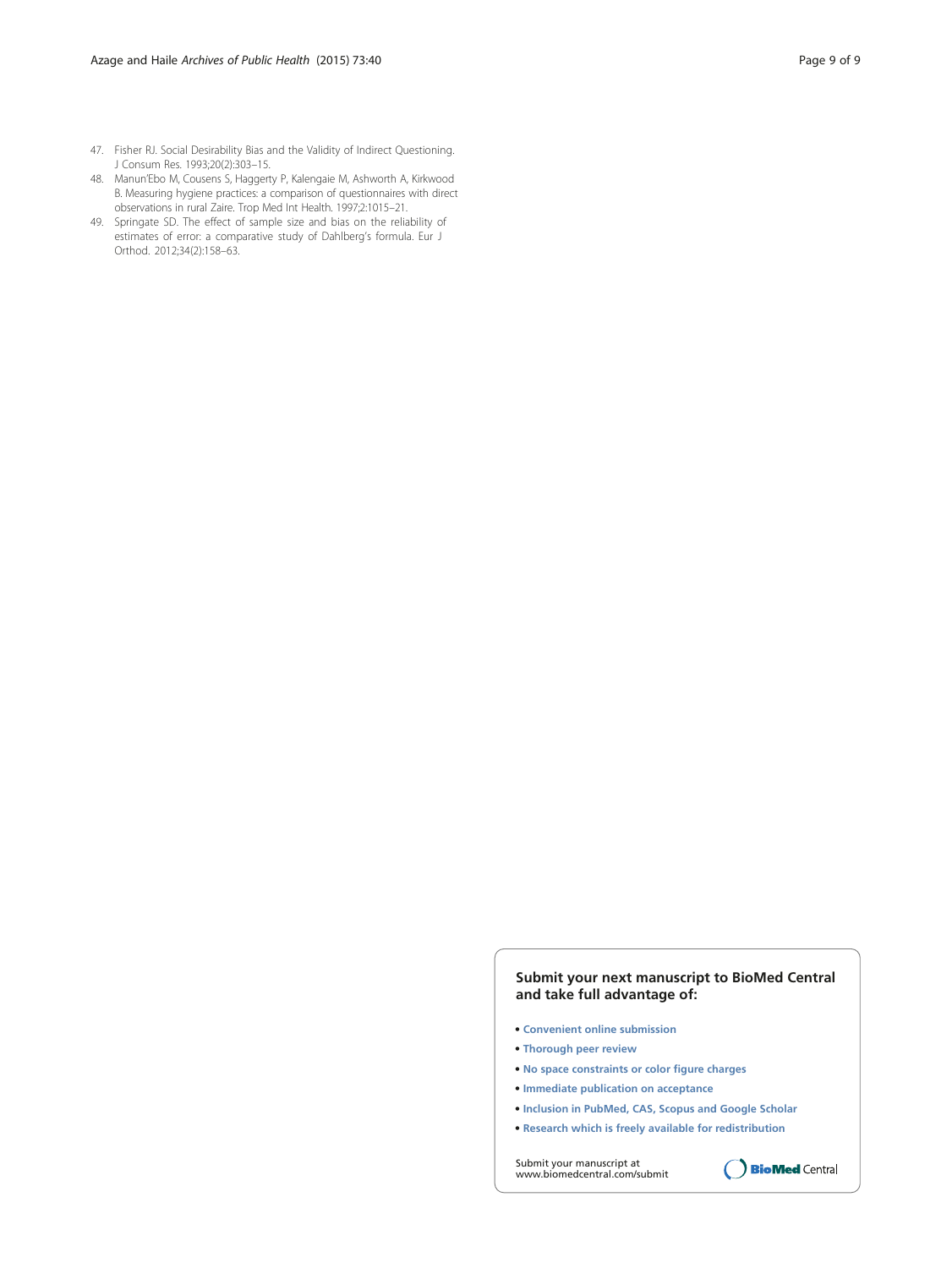47. Fisher RJ. Social Desirability Bias and the Validity of Indirect Questioning. J Consum Res. 1993;20(2):303–15.
48. Manun'Ebo M, Cousens S, Haggerty P, Kalengaie M, Ashworth A, Kirkwood B. Measuring hygiene practices: a comparison of questionnaires with direct observations in rural Zaire. Trop Med Int Health. 1997;2:1015–21.
49. Springate SD. The effect of sample size and bias on the reliability of estimates of error: a comparative study of Dahlberg's formula. Eur J Orthod. 2012;34(2):158–63.

**Submit your next manuscript to BioMed Central and take full advantage of:**

- **Convenient online submission**
- **Thorough peer review**
- **No space constraints or color figure charges**
- **Immediate publication on acceptance**
- **Inclusion in PubMed, CAS, Scopus and Google Scholar**
- **Research which is freely available for redistribution**

Submit your manuscript at www.biomedcentral.com/submit

BioMed Central